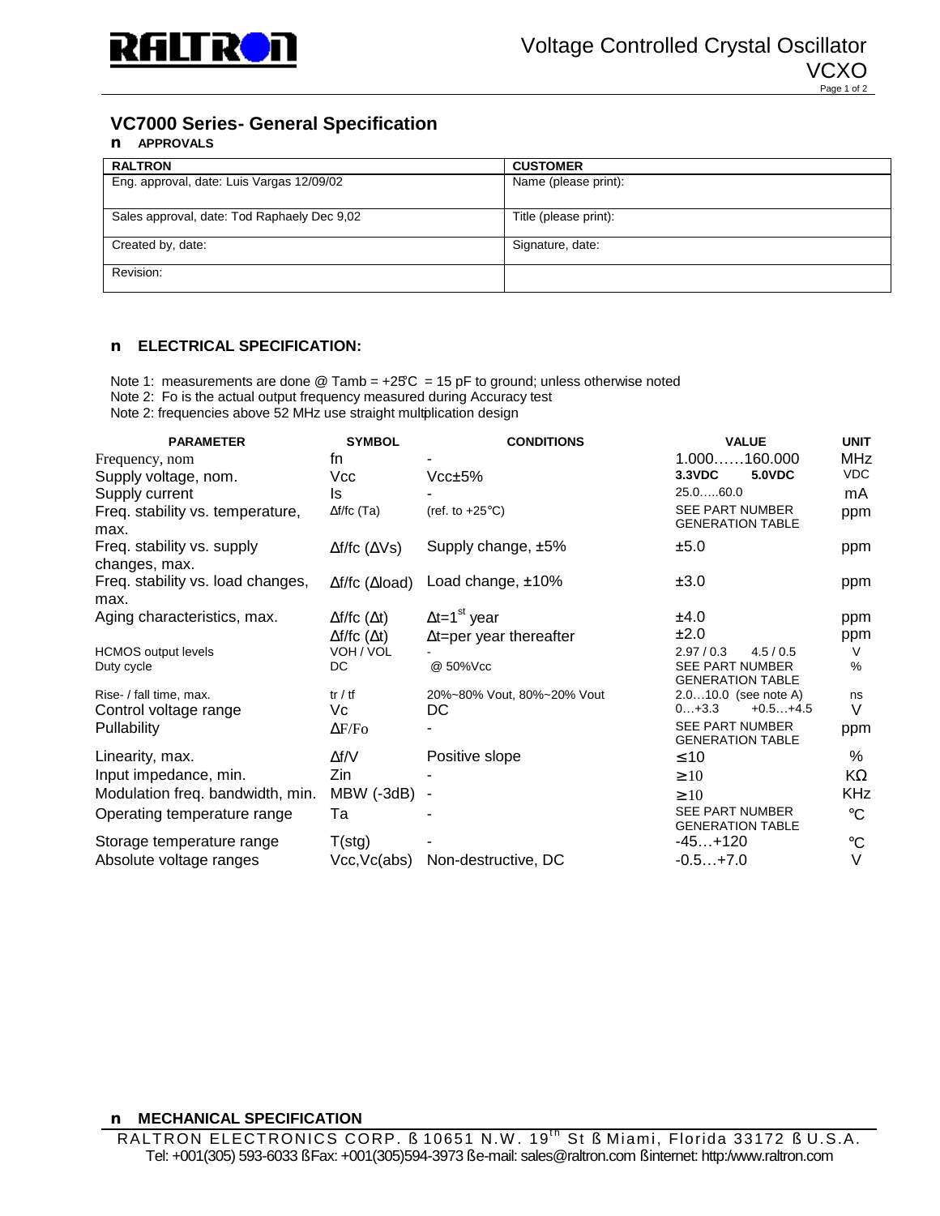# VC7000 Series- General Specification

## APPROVALS

| RALTRON | CUSTOMER |
|---|---|
| Eng. approval, date: Luis Vargas 12/09/02 | Name (please print): |
| Sales approval, date: Tod Raphaely Dec 9,02 | Title (please print): |
| Created by, date: | Signature, date: |
| Revision: | |

## ELECTRICAL SPECIFICATION:

Note 1: measurements are done @ Tamb = +25°C = 15 pF to ground; unless otherwise noted
Note 2: Fo is the actual output frequency measured during Accuracy test
Note 2: frequencies above 52 MHz use straight multiplication design

| PARAMETER | SYMBOL | CONDITIONS | VALUE | UNIT |
|---|---|---|---|---|
| Frequency, nom | fn | - | 1.000……160.000 | MHz |
| Supply voltage, nom. | Vcc | Vcc±5% | **3.3VDC** **5.0VDC** | VDC |
| Supply current | Is | - | 25.0…..60.0 | mA |
| Freq. stability vs. temperature, max. | Δf/fc (Ta) | (ref. to +25°C) | SEE PART NUMBER GENERATION TABLE | ppm |
| Freq. stability vs. supply changes, max. | Δf/fc (ΔVs) | Supply change, ±5% | ±5.0 | ppm |
| Freq. stability vs. load changes, max. | Δf/fc (Δload) | Load change, ±10% | ±3.0 | ppm |
| Aging characteristics, max. | Δf/fc (Δt) | Δt=1st year | ±4.0 | ppm |
| | Δf/fc (Δt) | Δt=per year thereafter | ±2.0 | ppm |
| HCMOS output levels | VOH / VOL | - | 2.97 / 0.3 4.5 / 0.5 | V |
| Duty cycle | DC | @ 50%Vcc | SEE PART NUMBER GENERATION TABLE | % |
| Rise- / fall time, max. | tr / tf | 20%~80% Vout, 80%~20% Vout | 2.0…10.0 (see note A) | ns |
| Control voltage range | Vc | DC | 0…+3.3 +0.5…+4.5 | V |
| Pullability | ΔF/Fo | - | SEE PART NUMBER GENERATION TABLE | ppm |
| Linearity, max. | Δf/V | Positive slope | ≤10 | % |
| Input impedance, min. | Zin | - | ≥10 | KΩ |
| Modulation freq. bandwidth, min. | MBW (-3dB) | - | ≥10 | KHz |
| Operating temperature range | Ta | - | SEE PART NUMBER GENERATION TABLE | °C |
| Storage temperature range | T(stg) | - | -45…+120 | °C |
| Absolute voltage ranges | Vcc,Vc(abs) | Non-destructive, DC | -0.5…+7.0 | V |

## MECHANICAL SPECIFICATION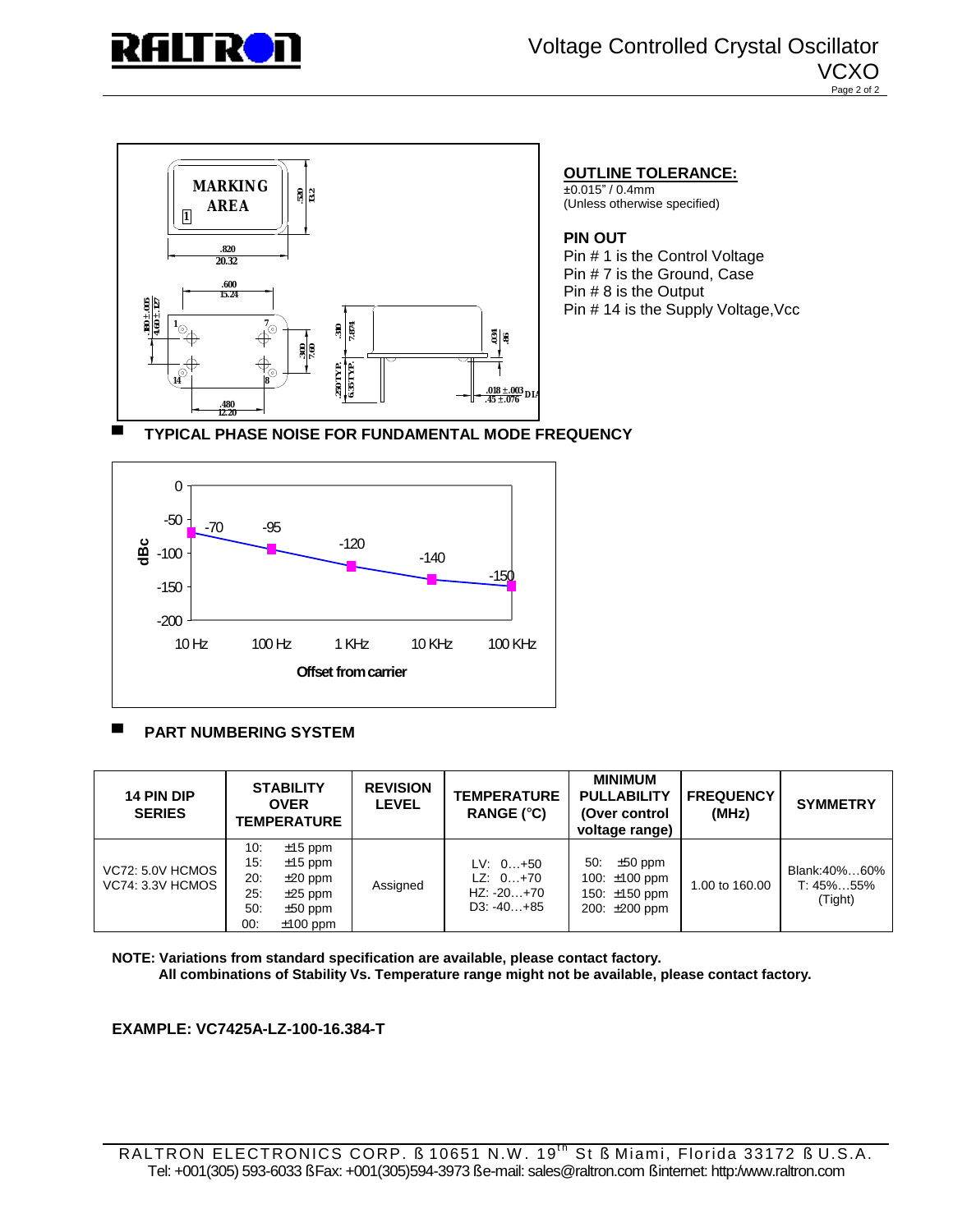**OUTLINE TOLERANCE:**
±0.015" / 0.4mm
(Unless otherwise specified)

**PIN OUT**

Pin # 1 is the Control Voltage
Pin # 7 is the Ground, Case
Pin # 8 is the Output
Pin # 14 is the Supply Voltage,Vcc

MARKING AREA
1
.520
13.2
.820
20.32
.600
15.24
.180±.005
4.60±.127
1
7
14
8
.300
7.60
.480
12.20
.310
7.874
.250 TYP.
6.35 TYP.
.034
.86
.018±.003 DIA
.45±.076

## TYPICAL PHASE NOISE FOR FUNDAMENTAL MODE FREQUENCY

dBc
0
-50
-100
-150
-200
-70
-95
-120
-140
-150
10 Hz
100 Hz
1 KHz
10 KHz
100 KHz
Offset from carrier

## PART NUMBERING SYSTEM

| 14 PIN DIP SERIES | STABILITY OVER TEMPERATURE | REVISION LEVEL | TEMPERATURE RANGE (°C) | MINIMUM PULLABILITY (Over control voltage range) | FREQUENCY (MHz) | SYMMETRY |
|---|---|---|---|---|---|---|
| VC72: 5.0V HCMOS<br>VC74: 3.3V HCMOS | 10: ±15 ppm<br>15: ±15 ppm<br>20: ±20 ppm<br>25: ±25 ppm<br>50: ±50 ppm<br>00: ±100 ppm | Assigned | LV: 0…+50<br>LZ: 0…+70<br>HZ: -20…+70<br>D3: -40…+85 | 50: ±50 ppm<br>100: ±100 ppm<br>150: ±150 ppm<br>200: ±200 ppm | 1.00 to 160.00 | Blank:40%…60%<br>T: 45%…55% (Tight) |

**NOTE: Variations from standard specification are available, please contact factory.**
**All combinations of Stability Vs. Temperature range might not be available, please contact factory.**

**EXAMPLE: VC7425A-LZ-100-16.384-T**

RALTRON ELECTRONICS CORP. ß 10651 N.W. 19th St ß Miami, Florida 33172 ß U.S.A.
Tel: +001(305) 593-6033 ßFax: +001(305)594-3973 ße-mail: sales@raltron.com ßinternet: http:/www.raltron.com